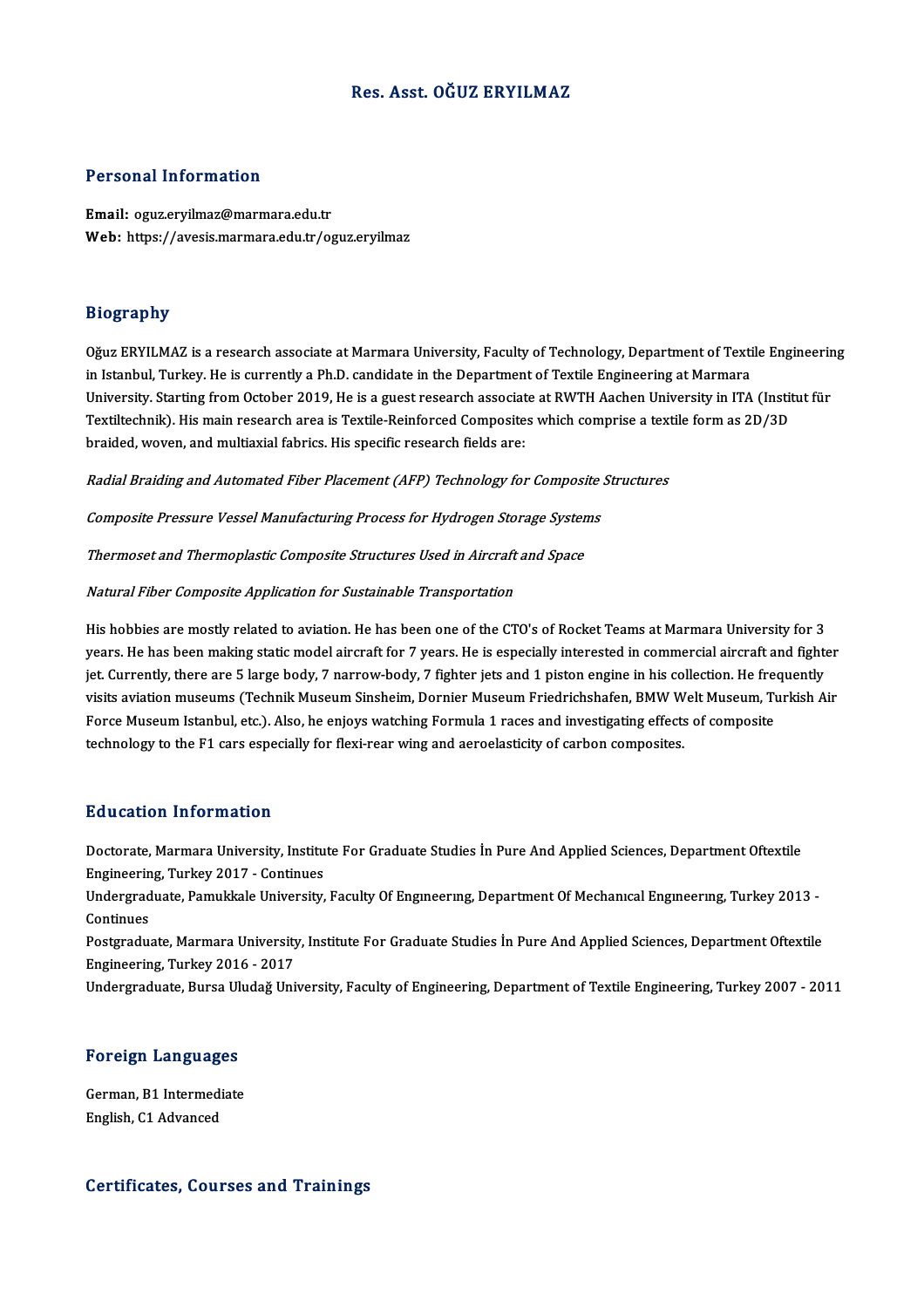# Res. Asst. OĞUZ ERYILMAZ

## Personal Information

**Email:** oguz.eryilmaz@marmara.edu.tr
**Web:** https://avesis.marmara.edu.tr/oguz.eryilmaz

## Biography

Oğuz ERYILMAZ is a research associate at Marmara University, Faculty of Technology, Department of Textile Engineering in Istanbul, Turkey. He is currently a Ph.D. candidate in the Department of Textile Engineering at Marmara University. Starting from October 2019, He is a guest research associate at RWTH Aachen University in ITA (Institut für Textiltechnik). His main research area is Textile-Reinforced Composites which comprise a textile form as 2D/3D braided, woven, and multiaxial fabrics. His specific research fields are:

*Radial Braiding and Automated Fiber Placement (AFP) Technology for Composite Structures*

*Composite Pressure Vessel Manufacturing Process for Hydrogen Storage Systems*

*Thermoset and Thermoplastic Composite Structures Used in Aircraft and Space*

*Natural Fiber Composite Application for Sustainable Transportation*

His hobbies are mostly related to aviation. He has been one of the CTO's of Rocket Teams at Marmara University for 3 years. He has been making static model aircraft for 7 years. He is especially interested in commercial aircraft and fighter jet. Currently, there are 5 large body, 7 narrow-body, 7 fighter jets and 1 piston engine in his collection. He frequently visits aviation museums (Technik Museum Sinsheim, Dornier Museum Friedrichshafen, BMW Welt Museum, Turkish Air Force Museum Istanbul, etc.). Also, he enjoys watching Formula 1 races and investigating effects of composite technology to the F1 cars especially for flexi-rear wing and aeroelasticity of carbon composites.

## Education Information

Doctorate, Marmara University, Institute For Graduate Studies İn Pure And Applied Sciences, Department Oftextile Engineering, Turkey 2017 - Continues

Undergraduate, Pamukkale University, Faculty Of Engıneerıng, Department Of Mechanıcal Engıneerıng, Turkey 2013 - Continues

Postgraduate, Marmara University, Institute For Graduate Studies İn Pure And Applied Sciences, Department Oftextile Engineering, Turkey 2016 - 2017

Undergraduate, Bursa Uludağ University, Faculty of Engineering, Department of Textile Engineering, Turkey 2007 - 2011

## Foreign Languages

German, B1 Intermediate
English, C1 Advanced

## Certificates, Courses and Trainings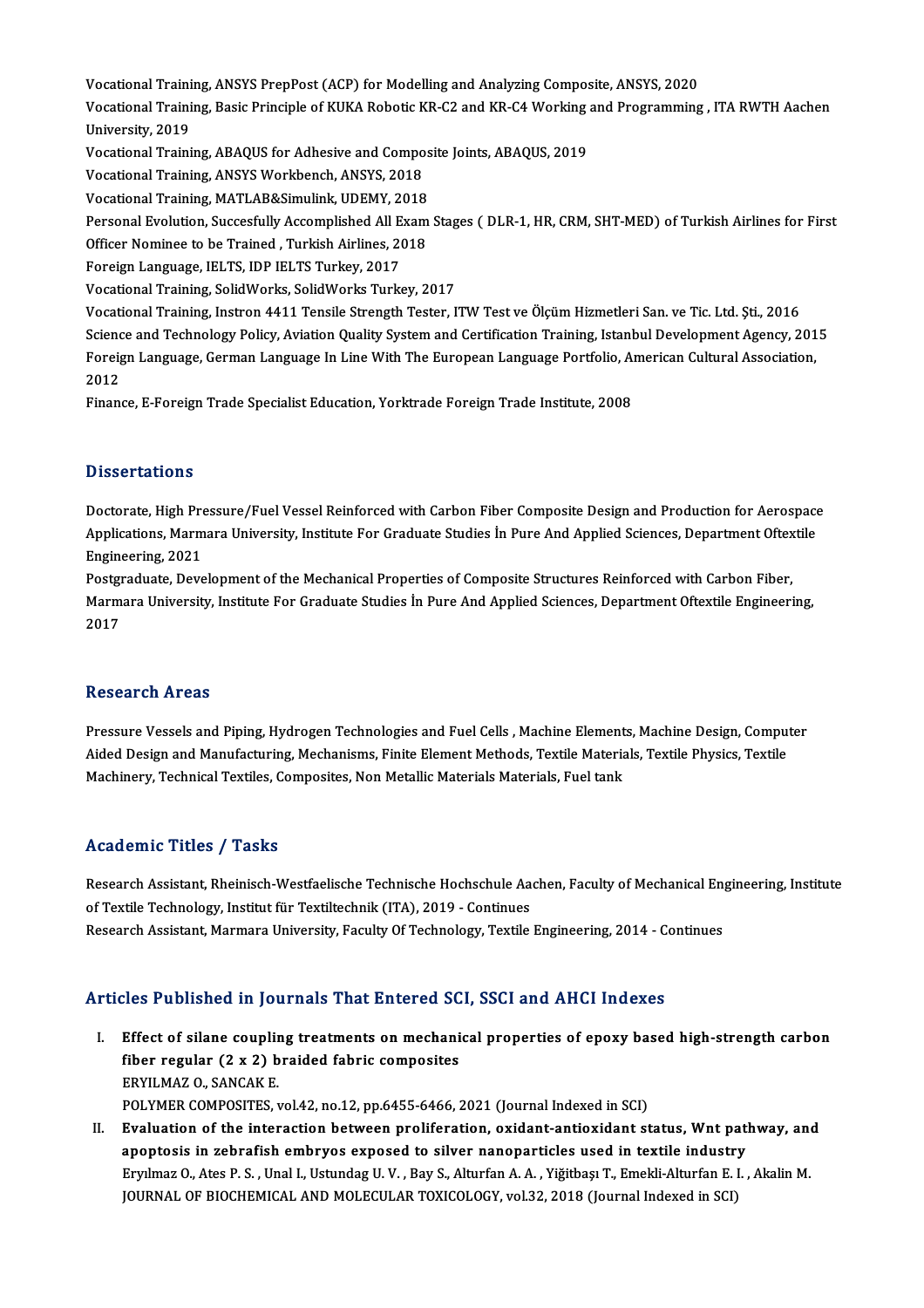Vocational Training, ANSYS PrepPost (ACP) for Modelling and Analyzing Composite, ANSYS, 2020

Vocational Training, Basic Principle of KUKA Robotic KR-C2 and KR-C4 Working and Programming , ITA RWTH Aachen University, 2019

Vocational Training, ABAQUS for Adhesive and Composite Joints, ABAQUS, 2019

Vocational Training, ANSYS Workbench, ANSYS, 2018

Vocational Training, MATLAB&Simulink, UDEMY, 2018

Personal Evolution, Succesfully Accomplished All Exam Stages ( DLR-1, HR, CRM, SHT-MED) of Turkish Airlines for First Officer Nominee to be Trained , Turkish Airlines, 2018

Foreign Language, IELTS, IDP IELTS Turkey, 2017

Vocational Training, SolidWorks, SolidWorks Turkey, 2017

Vocational Training, Instron 4411 Tensile Strength Tester, ITW Test ve Ölçüm Hizmetleri San. ve Tic. Ltd. Şti., 2016

Science and Technology Policy, Aviation Quality System and Certification Training, Istanbul Development Agency, 2015

Foreign Language, German Language In Line With The European Language Portfolio, American Cultural Association, 2012

Finance, E-Foreign Trade Specialist Education, Yorktrade Foreign Trade Institute, 2008

## Dissertations

Doctorate, High Pressure/Fuel Vessel Reinforced with Carbon Fiber Composite Design and Production for Aerospace Applications, Marmara University, Institute For Graduate Studies İn Pure And Applied Sciences, Department Oftextile Engineering, 2021

Postgraduate, Development of the Mechanical Properties of Composite Structures Reinforced with Carbon Fiber, Marmara University, Institute For Graduate Studies İn Pure And Applied Sciences, Department Oftextile Engineering, 2017

## Research Areas

Pressure Vessels and Piping, Hydrogen Technologies and Fuel Cells , Machine Elements, Machine Design, Computer Aided Design and Manufacturing, Mechanisms, Finite Element Methods, Textile Materials, Textile Physics, Textile Machinery, Technical Textiles, Composites, Non Metallic Materials Materials, Fuel tank

## Academic Titles / Tasks

Research Assistant, Rheinisch-Westfaelische Technische Hochschule Aachen, Faculty of Mechanical Engineering, Institute of Textile Technology, Institut für Textiltechnik (ITA), 2019 - Continues

Research Assistant, Marmara University, Faculty Of Technology, Textile Engineering, 2014 - Continues

## Articles Published in Journals That Entered SCI, SSCI and AHCI Indexes

I. **Effect of silane coupling treatments on mechanical properties of epoxy based high-strength carbon fiber regular (2 x 2) braided fabric composites**
ERYILMAZ O., SANCAK E.
POLYMER COMPOSITES, vol.42, no.12, pp.6455-6466, 2021 (Journal Indexed in SCI)

II. **Evaluation of the interaction between proliferation, oxidant-antioxidant status, Wnt pathway, and apoptosis in zebrafish embryos exposed to silver nanoparticles used in textile industry**
Eryılmaz O., Ates P. S. , Unal I., Ustundag U. V. , Bay S., Alturfan A. A. , Yiğitbaşı T., Emekli-Alturfan E. I. , Akalin M.
JOURNAL OF BIOCHEMICAL AND MOLECULAR TOXICOLOGY, vol.32, 2018 (Journal Indexed in SCI)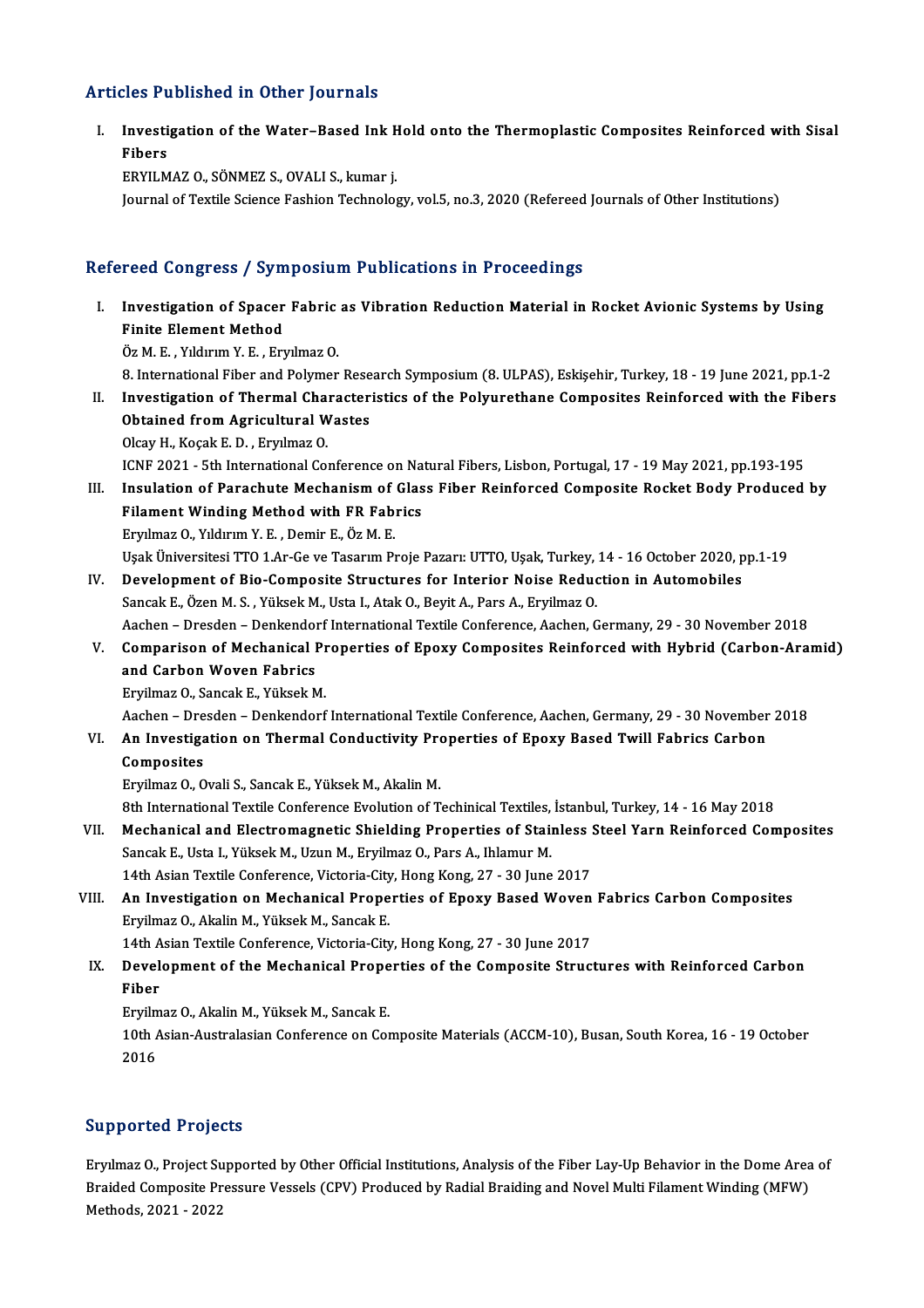## Articles Published in Other Journals

I. **Investigation of the Water–Based Ink Hold onto the Thermoplastic Composites Reinforced with Sisal Fibers**
ERYILMAZ O., SÖNMEZ S., OVALI S., kumar j.
Journal of Textile Science Fashion Technology, vol.5, no.3, 2020 (Refereed Journals of Other Institutions)

## Refereed Congress / Symposium Publications in Proceedings

I. **Investigation of Spacer Fabric as Vibration Reduction Material in Rocket Avionic Systems by Using Finite Element Method**
Öz M. E. , Yıldırım Y. E. , Eryılmaz O.
8. International Fiber and Polymer Research Symposium (8. ULPAS), Eskişehir, Turkey, 18 - 19 June 2021, pp.1-2

II. **Investigation of Thermal Characteristics of the Polyurethane Composites Reinforced with the Fibers Obtained from Agricultural Wastes**
Olcay H., Koçak E. D. , Eryılmaz O.
ICNF 2021 - 5th International Conference on Natural Fibers, Lisbon, Portugal, 17 - 19 May 2021, pp.193-195

III. **Insulation of Parachute Mechanism of Glass Fiber Reinforced Composite Rocket Body Produced by Filament Winding Method with FR Fabrics**
Eryılmaz O., Yıldırım Y. E. , Demir E., Öz M. E.
Uşak Üniversitesi TTO 1.Ar-Ge ve Tasarım Proje Pazarı: UTTO, Uşak, Turkey, 14 - 16 October 2020, pp.1-19

IV. **Development of Bio-Composite Structures for Interior Noise Reduction in Automobiles**
Sancak E., Özen M. S. , Yüksek M., Usta I., Atak O., Beyit A., Pars A., Eryilmaz O.
Aachen – Dresden – Denkendorf International Textile Conference, Aachen, Germany, 29 - 30 November 2018

V. **Comparison of Mechanical Properties of Epoxy Composites Reinforced with Hybrid (Carbon-Aramid) and Carbon Woven Fabrics**
Eryilmaz O., Sancak E., Yüksek M.
Aachen – Dresden – Denkendorf International Textile Conference, Aachen, Germany, 29 - 30 November 2018

VI. **An Investigation on Thermal Conductivity Properties of Epoxy Based Twill Fabrics Carbon Composites**
Eryilmaz O., Ovali S., Sancak E., Yüksek M., Akalin M.
8th International Textile Conference Evolution of Techinical Textiles, İstanbul, Turkey, 14 - 16 May 2018

VII. **Mechanical and Electromagnetic Shielding Properties of Stainless Steel Yarn Reinforced Composites**
Sancak E., Usta I., Yüksek M., Uzun M., Eryilmaz O., Pars A., Ihlamur M.
14th Asian Textile Conference, Victoria-City, Hong Kong, 27 - 30 June 2017

VIII. **An Investigation on Mechanical Properties of Epoxy Based Woven Fabrics Carbon Composites**
Eryilmaz O., Akalin M., Yüksek M., Sancak E.
14th Asian Textile Conference, Victoria-City, Hong Kong, 27 - 30 June 2017

IX. **Development of the Mechanical Properties of the Composite Structures with Reinforced Carbon Fiber**
Eryilmaz O., Akalin M., Yüksek M., Sancak E.
10th Asian-Australasian Conference on Composite Materials (ACCM-10), Busan, South Korea, 16 - 19 October 2016

## Supported Projects

Eryılmaz O., Project Supported by Other Official Institutions, Analysis of the Fiber Lay-Up Behavior in the Dome Area of Braided Composite Pressure Vessels (CPV) Produced by Radial Braiding and Novel Multi Filament Winding (MFW) Methods, 2021 - 2022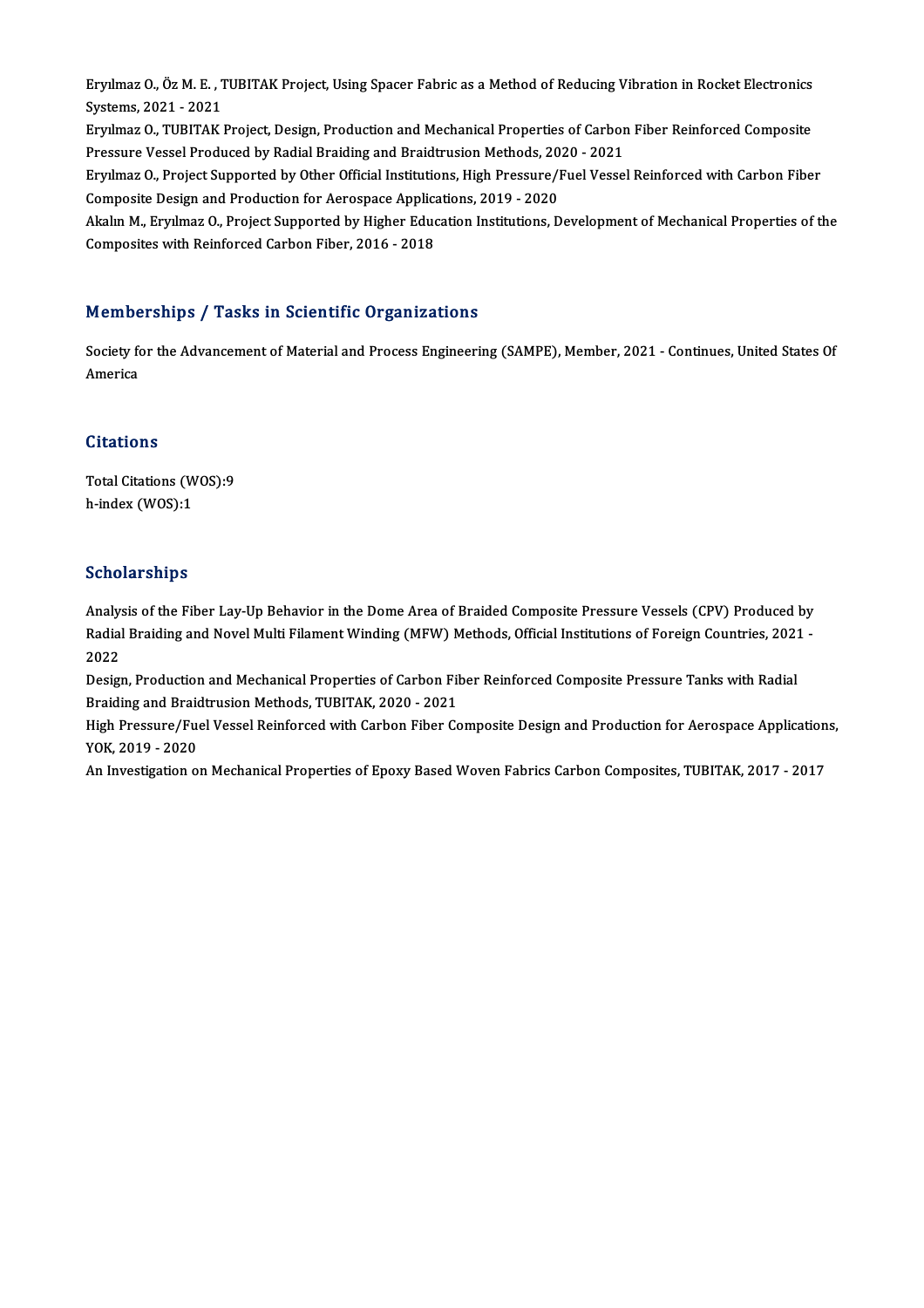Eryılmaz O., Öz M. E. , TUBITAK Project, Using Spacer Fabric as a Method of Reducing Vibration in Rocket Electronics Systems, 2021 - 2021

Eryılmaz O., TUBITAK Project, Design, Production and Mechanical Properties of Carbon Fiber Reinforced Composite Pressure Vessel Produced by Radial Braiding and Braidtrusion Methods, 2020 - 2021

Eryılmaz O., Project Supported by Other Official Institutions, High Pressure/Fuel Vessel Reinforced with Carbon Fiber Composite Design and Production for Aerospace Applications, 2019 - 2020

Akalın M., Eryılmaz O., Project Supported by Higher Education Institutions, Development of Mechanical Properties of the Composites with Reinforced Carbon Fiber, 2016 - 2018

## Memberships / Tasks in Scientific Organizations

Society for the Advancement of Material and Process Engineering (SAMPE), Member, 2021 - Continues, United States Of America

## Citations

Total Citations (WOS):9
h-index (WOS):1

## Scholarships

Analysis of the Fiber Lay-Up Behavior in the Dome Area of Braided Composite Pressure Vessels (CPV) Produced by Radial Braiding and Novel Multi Filament Winding (MFW) Methods, Official Institutions of Foreign Countries, 2021 - 2022

Design, Production and Mechanical Properties of Carbon Fiber Reinforced Composite Pressure Tanks with Radial Braiding and Braidtrusion Methods, TUBITAK, 2020 - 2021

High Pressure/Fuel Vessel Reinforced with Carbon Fiber Composite Design and Production for Aerospace Applications, YOK, 2019 - 2020

An Investigation on Mechanical Properties of Epoxy Based Woven Fabrics Carbon Composites, TUBITAK, 2017 - 2017